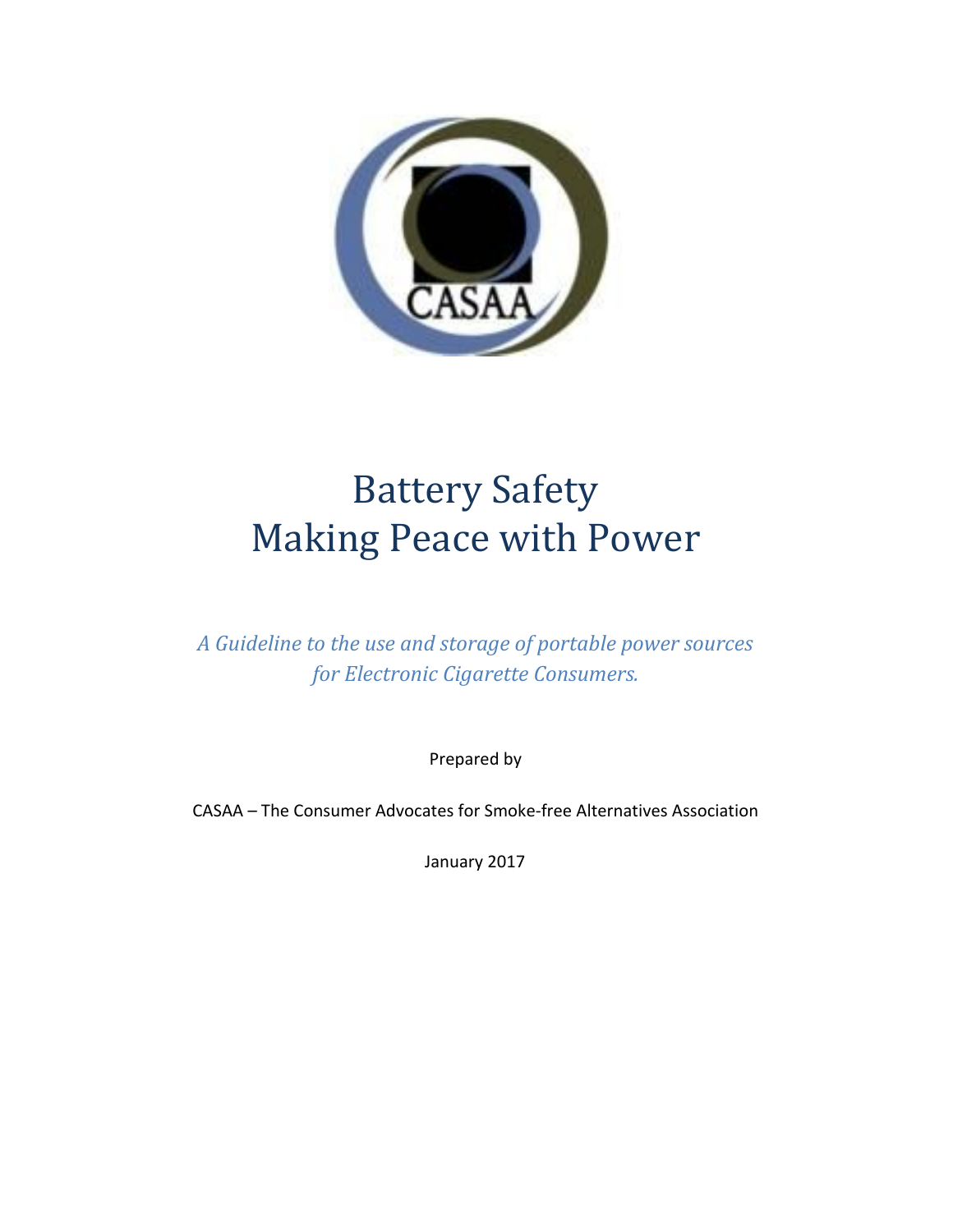# Battery Safety
# Making Peace with Power

*A Guideline to the use and storage of portable power sources for Electronic Cigarette Consumers.*

Prepared by

CASAA – The Consumer Advocates for Smoke-free Alternatives Association

January 2017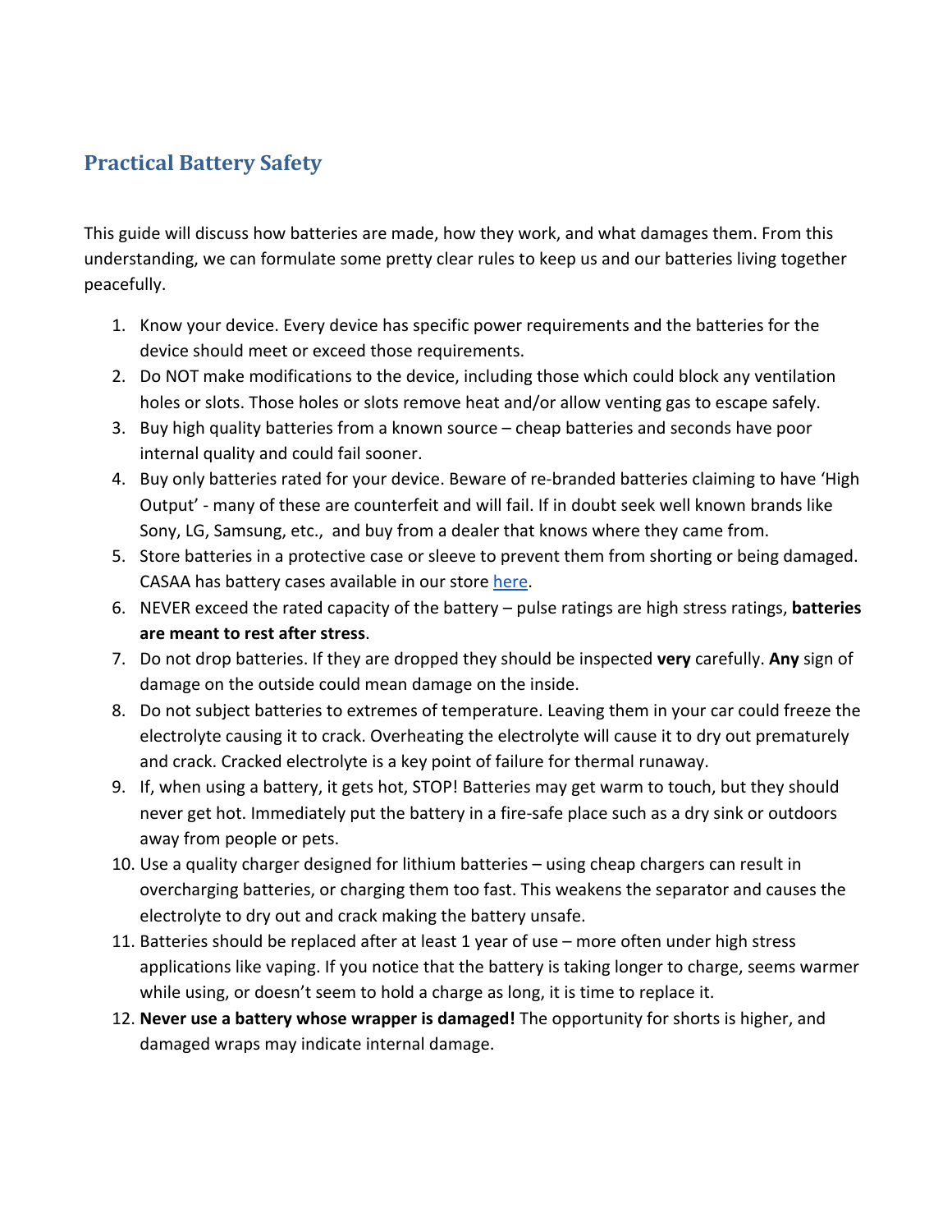## Practical Battery Safety

This guide will discuss how batteries are made, how they work, and what damages them. From this understanding, we can formulate some pretty clear rules to keep us and our batteries living together peacefully.

1. Know your device. Every device has specific power requirements and the batteries for the device should meet or exceed those requirements.
2. Do NOT make modifications to the device, including those which could block any ventilation holes or slots. Those holes or slots remove heat and/or allow venting gas to escape safely.
3. Buy high quality batteries from a known source – cheap batteries and seconds have poor internal quality and could fail sooner.
4. Buy only batteries rated for your device. Beware of re-branded batteries claiming to have 'High Output' - many of these are counterfeit and will fail. If in doubt seek well known brands like Sony, LG, Samsung, etc., and buy from a dealer that knows where they came from.
5. Store batteries in a protective case or sleeve to prevent them from shorting or being damaged. CASAA has battery cases available in our store here.
6. NEVER exceed the rated capacity of the battery – pulse ratings are high stress ratings, **batteries are meant to rest after stress**.
7. Do not drop batteries. If they are dropped they should be inspected **very** carefully. **Any** sign of damage on the outside could mean damage on the inside.
8. Do not subject batteries to extremes of temperature. Leaving them in your car could freeze the electrolyte causing it to crack. Overheating the electrolyte will cause it to dry out prematurely and crack. Cracked electrolyte is a key point of failure for thermal runaway.
9. If, when using a battery, it gets hot, STOP! Batteries may get warm to touch, but they should never get hot. Immediately put the battery in a fire-safe place such as a dry sink or outdoors away from people or pets.
10. Use a quality charger designed for lithium batteries – using cheap chargers can result in overcharging batteries, or charging them too fast. This weakens the separator and causes the electrolyte to dry out and crack making the battery unsafe.
11. Batteries should be replaced after at least 1 year of use – more often under high stress applications like vaping. If you notice that the battery is taking longer to charge, seems warmer while using, or doesn't seem to hold a charge as long, it is time to replace it.
12. **Never use a battery whose wrapper is damaged!** The opportunity for shorts is higher, and damaged wraps may indicate internal damage.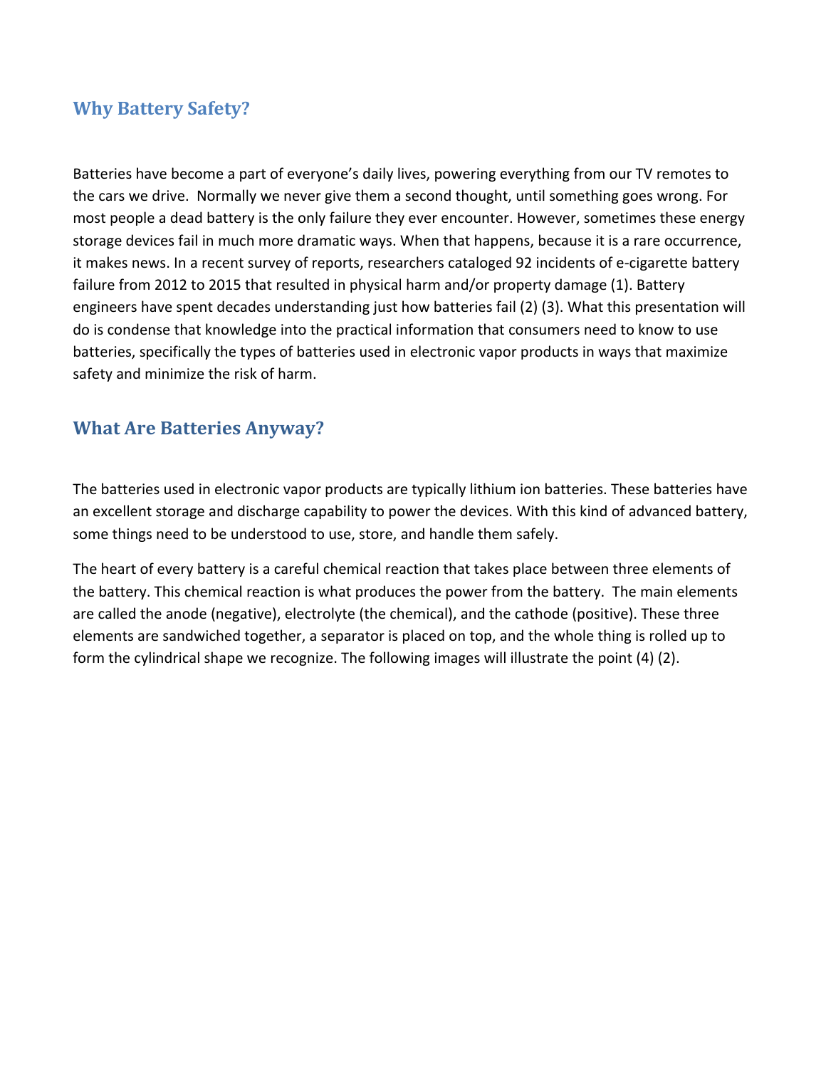## Why Battery Safety?

Batteries have become a part of everyone's daily lives, powering everything from our TV remotes to the cars we drive. Normally we never give them a second thought, until something goes wrong. For most people a dead battery is the only failure they ever encounter. However, sometimes these energy storage devices fail in much more dramatic ways. When that happens, because it is a rare occurrence, it makes news. In a recent survey of reports, researchers cataloged 92 incidents of e-cigarette battery failure from 2012 to 2015 that resulted in physical harm and/or property damage (1). Battery engineers have spent decades understanding just how batteries fail (2) (3). What this presentation will do is condense that knowledge into the practical information that consumers need to know to use batteries, specifically the types of batteries used in electronic vapor products in ways that maximize safety and minimize the risk of harm.

## What Are Batteries Anyway?

The batteries used in electronic vapor products are typically lithium ion batteries. These batteries have an excellent storage and discharge capability to power the devices. With this kind of advanced battery, some things need to be understood to use, store, and handle them safely.

The heart of every battery is a careful chemical reaction that takes place between three elements of the battery. This chemical reaction is what produces the power from the battery. The main elements are called the anode (negative), electrolyte (the chemical), and the cathode (positive). These three elements are sandwiched together, a separator is placed on top, and the whole thing is rolled up to form the cylindrical shape we recognize. The following images will illustrate the point (4) (2).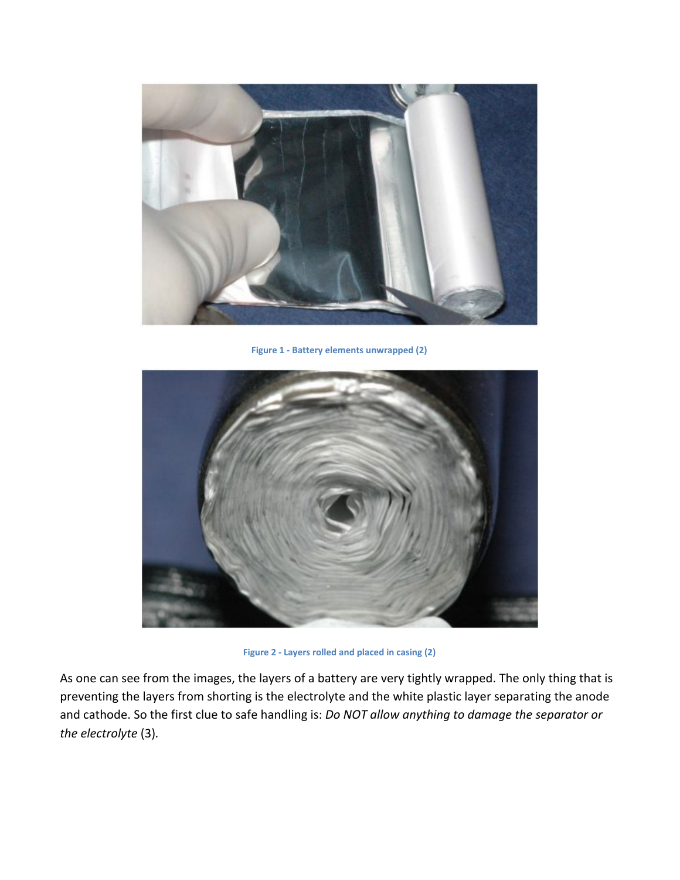Figure 1 - Battery elements unwrapped (2)

Figure 2 - Layers rolled and placed in casing (2)

As one can see from the images, the layers of a battery are very tightly wrapped. The only thing that is preventing the layers from shorting is the electrolyte and the white plastic layer separating the anode and cathode. So the first clue to safe handling is: *Do NOT allow anything to damage the separator or the electrolyte* (3)*.*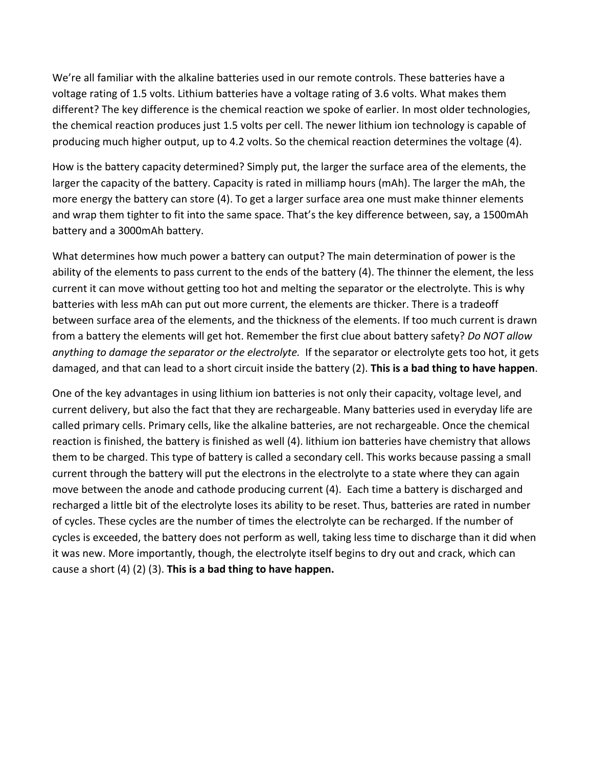We're all familiar with the alkaline batteries used in our remote controls. These batteries have a voltage rating of 1.5 volts. Lithium batteries have a voltage rating of 3.6 volts. What makes them different? The key difference is the chemical reaction we spoke of earlier. In most older technologies, the chemical reaction produces just 1.5 volts per cell. The newer lithium ion technology is capable of producing much higher output, up to 4.2 volts. So the chemical reaction determines the voltage (4).

How is the battery capacity determined? Simply put, the larger the surface area of the elements, the larger the capacity of the battery. Capacity is rated in milliamp hours (mAh). The larger the mAh, the more energy the battery can store (4). To get a larger surface area one must make thinner elements and wrap them tighter to fit into the same space. That's the key difference between, say, a 1500mAh battery and a 3000mAh battery.

What determines how much power a battery can output? The main determination of power is the ability of the elements to pass current to the ends of the battery (4). The thinner the element, the less current it can move without getting too hot and melting the separator or the electrolyte. This is why batteries with less mAh can put out more current, the elements are thicker. There is a tradeoff between surface area of the elements, and the thickness of the elements. If too much current is drawn from a battery the elements will get hot. Remember the first clue about battery safety? *Do NOT allow anything to damage the separator or the electrolyte.* If the separator or electrolyte gets too hot, it gets damaged, and that can lead to a short circuit inside the battery (2). **This is a bad thing to have happen**.

One of the key advantages in using lithium ion batteries is not only their capacity, voltage level, and current delivery, but also the fact that they are rechargeable. Many batteries used in everyday life are called primary cells. Primary cells, like the alkaline batteries, are not rechargeable. Once the chemical reaction is finished, the battery is finished as well (4). lithium ion batteries have chemistry that allows them to be charged. This type of battery is called a secondary cell. This works because passing a small current through the battery will put the electrons in the electrolyte to a state where they can again move between the anode and cathode producing current (4). Each time a battery is discharged and recharged a little bit of the electrolyte loses its ability to be reset. Thus, batteries are rated in number of cycles. These cycles are the number of times the electrolyte can be recharged. If the number of cycles is exceeded, the battery does not perform as well, taking less time to discharge than it did when it was new. More importantly, though, the electrolyte itself begins to dry out and crack, which can cause a short (4) (2) (3). **This is a bad thing to have happen.**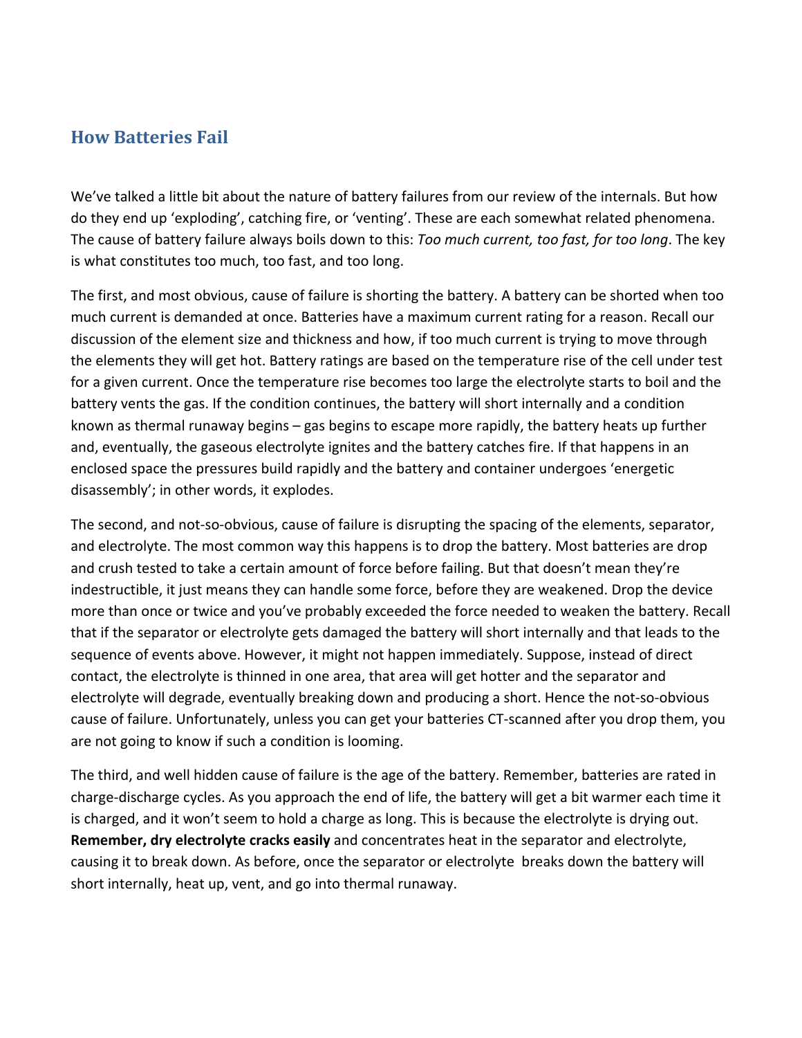## How Batteries Fail

We've talked a little bit about the nature of battery failures from our review of the internals. But how do they end up 'exploding', catching fire, or 'venting'. These are each somewhat related phenomena. The cause of battery failure always boils down to this: *Too much current, too fast, for too long*. The key is what constitutes too much, too fast, and too long.

The first, and most obvious, cause of failure is shorting the battery. A battery can be shorted when too much current is demanded at once. Batteries have a maximum current rating for a reason. Recall our discussion of the element size and thickness and how, if too much current is trying to move through the elements they will get hot. Battery ratings are based on the temperature rise of the cell under test for a given current. Once the temperature rise becomes too large the electrolyte starts to boil and the battery vents the gas. If the condition continues, the battery will short internally and a condition known as thermal runaway begins – gas begins to escape more rapidly, the battery heats up further and, eventually, the gaseous electrolyte ignites and the battery catches fire. If that happens in an enclosed space the pressures build rapidly and the battery and container undergoes 'energetic disassembly'; in other words, it explodes.

The second, and not-so-obvious, cause of failure is disrupting the spacing of the elements, separator, and electrolyte. The most common way this happens is to drop the battery. Most batteries are drop and crush tested to take a certain amount of force before failing. But that doesn't mean they're indestructible, it just means they can handle some force, before they are weakened. Drop the device more than once or twice and you've probably exceeded the force needed to weaken the battery. Recall that if the separator or electrolyte gets damaged the battery will short internally and that leads to the sequence of events above. However, it might not happen immediately. Suppose, instead of direct contact, the electrolyte is thinned in one area, that area will get hotter and the separator and electrolyte will degrade, eventually breaking down and producing a short. Hence the not-so-obvious cause of failure. Unfortunately, unless you can get your batteries CT-scanned after you drop them, you are not going to know if such a condition is looming.

The third, and well hidden cause of failure is the age of the battery. Remember, batteries are rated in charge-discharge cycles. As you approach the end of life, the battery will get a bit warmer each time it is charged, and it won't seem to hold a charge as long. This is because the electrolyte is drying out. **Remember, dry electrolyte cracks easily** and concentrates heat in the separator and electrolyte, causing it to break down. As before, once the separator or electrolyte breaks down the battery will short internally, heat up, vent, and go into thermal runaway.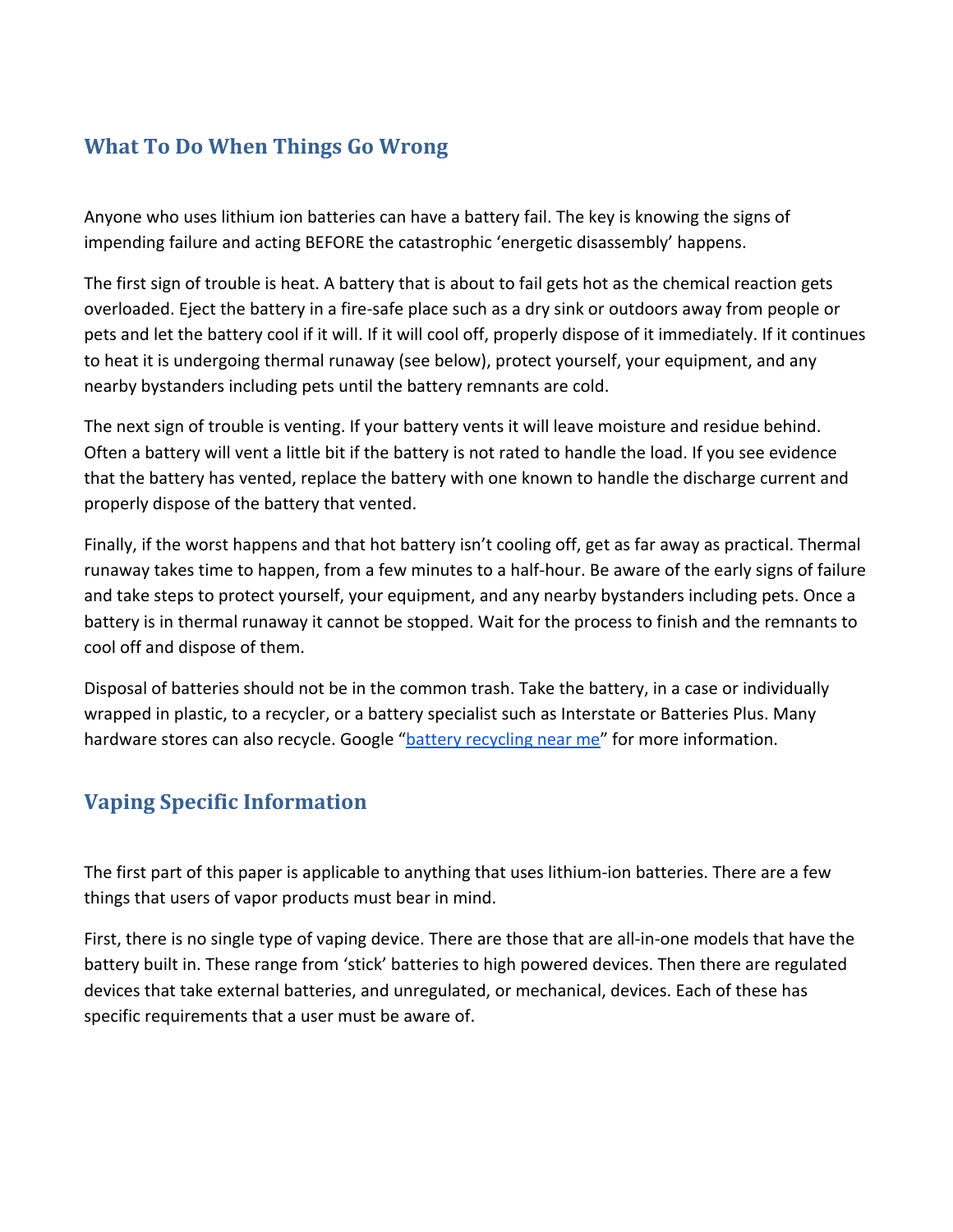## What To Do When Things Go Wrong

Anyone who uses lithium ion batteries can have a battery fail. The key is knowing the signs of impending failure and acting BEFORE the catastrophic 'energetic disassembly' happens.

The first sign of trouble is heat. A battery that is about to fail gets hot as the chemical reaction gets overloaded. Eject the battery in a fire-safe place such as a dry sink or outdoors away from people or pets and let the battery cool if it will. If it will cool off, properly dispose of it immediately. If it continues to heat it is undergoing thermal runaway (see below), protect yourself, your equipment, and any nearby bystanders including pets until the battery remnants are cold.

The next sign of trouble is venting. If your battery vents it will leave moisture and residue behind. Often a battery will vent a little bit if the battery is not rated to handle the load. If you see evidence that the battery has vented, replace the battery with one known to handle the discharge current and properly dispose of the battery that vented.

Finally, if the worst happens and that hot battery isn't cooling off, get as far away as practical. Thermal runaway takes time to happen, from a few minutes to a half-hour. Be aware of the early signs of failure and take steps to protect yourself, your equipment, and any nearby bystanders including pets. Once a battery is in thermal runaway it cannot be stopped. Wait for the process to finish and the remnants to cool off and dispose of them.

Disposal of batteries should not be in the common trash. Take the battery, in a case or individually wrapped in plastic, to a recycler, or a battery specialist such as Interstate or Batteries Plus. Many hardware stores can also recycle. Google "battery recycling near me" for more information.

## Vaping Specific Information

The first part of this paper is applicable to anything that uses lithium-ion batteries. There are a few things that users of vapor products must bear in mind.

First, there is no single type of vaping device. There are those that are all-in-one models that have the battery built in. These range from 'stick' batteries to high powered devices. Then there are regulated devices that take external batteries, and unregulated, or mechanical, devices. Each of these has specific requirements that a user must be aware of.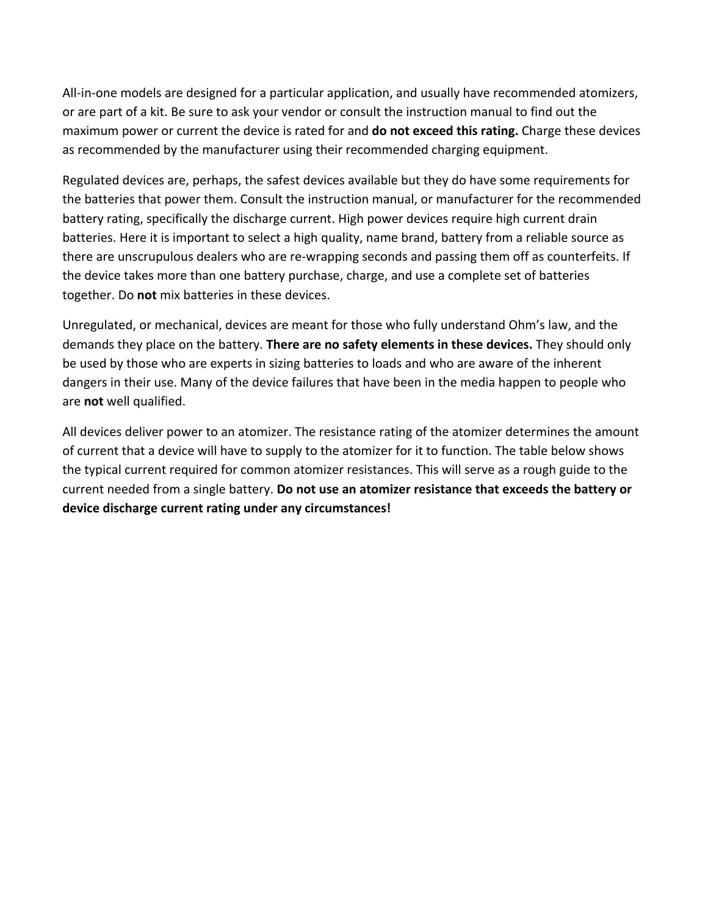All-in-one models are designed for a particular application, and usually have recommended atomizers, or are part of a kit. Be sure to ask your vendor or consult the instruction manual to find out the maximum power or current the device is rated for and **do not exceed this rating.** Charge these devices as recommended by the manufacturer using their recommended charging equipment.

Regulated devices are, perhaps, the safest devices available but they do have some requirements for the batteries that power them. Consult the instruction manual, or manufacturer for the recommended battery rating, specifically the discharge current. High power devices require high current drain batteries. Here it is important to select a high quality, name brand, battery from a reliable source as there are unscrupulous dealers who are re-wrapping seconds and passing them off as counterfeits. If the device takes more than one battery purchase, charge, and use a complete set of batteries together. Do **not** mix batteries in these devices.

Unregulated, or mechanical, devices are meant for those who fully understand Ohm's law, and the demands they place on the battery. **There are no safety elements in these devices.** They should only be used by those who are experts in sizing batteries to loads and who are aware of the inherent dangers in their use. Many of the device failures that have been in the media happen to people who are **not** well qualified.

All devices deliver power to an atomizer. The resistance rating of the atomizer determines the amount of current that a device will have to supply to the atomizer for it to function. The table below shows the typical current required for common atomizer resistances. This will serve as a rough guide to the current needed from a single battery. **Do not use an atomizer resistance that exceeds the battery or device discharge current rating under any circumstances!**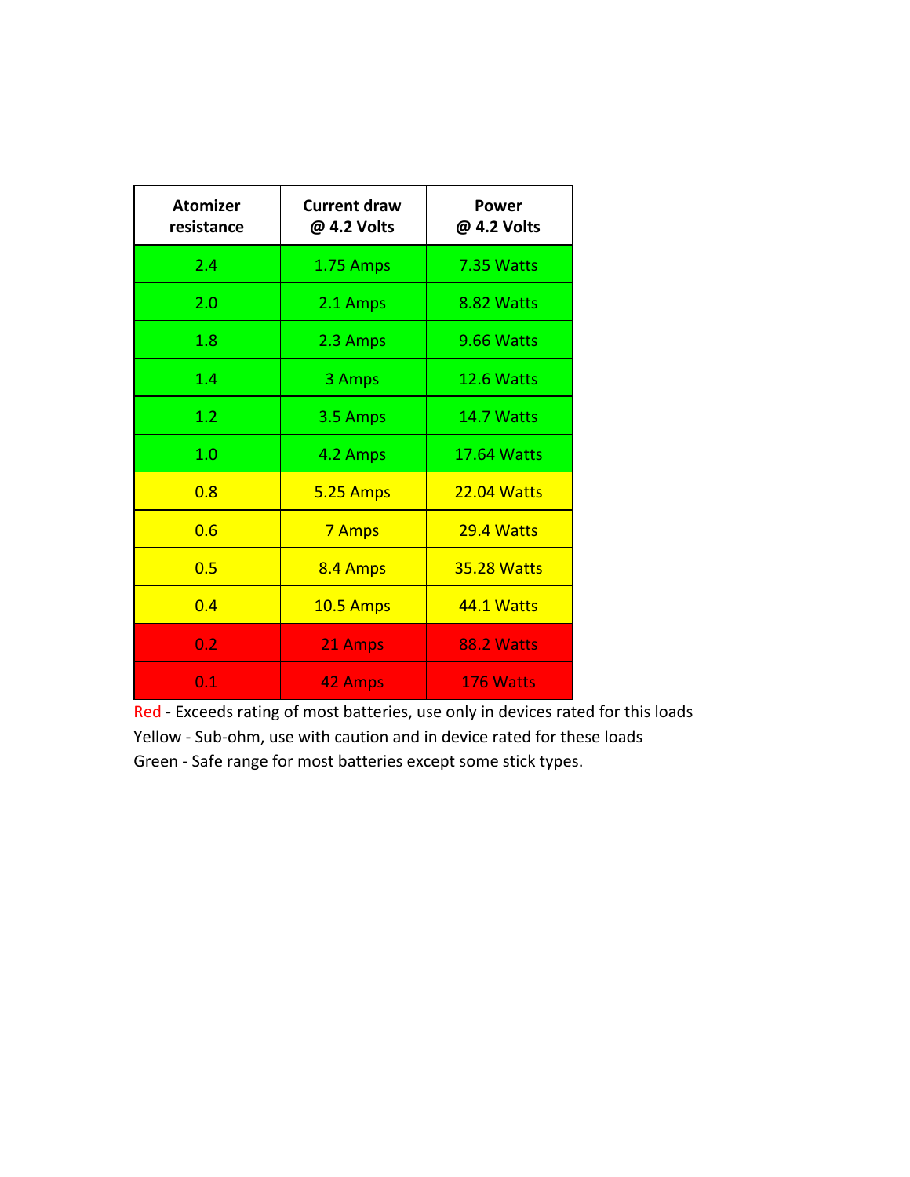| Atomizer resistance | Current draw @ 4.2 Volts | Power @ 4.2 Volts |
|---|---|---|
| 2.4 | 1.75 Amps | 7.35 Watts |
| 2.0 | 2.1 Amps | 8.82 Watts |
| 1.8 | 2.3 Amps | 9.66 Watts |
| 1.4 | 3 Amps | 12.6 Watts |
| 1.2 | 3.5 Amps | 14.7 Watts |
| 1.0 | 4.2 Amps | 17.64 Watts |
| 0.8 | 5.25 Amps | 22.04 Watts |
| 0.6 | 7 Amps | 29.4 Watts |
| 0.5 | 8.4 Amps | 35.28 Watts |
| 0.4 | 10.5 Amps | 44.1 Watts |
| 0.2 | 21 Amps | 88.2 Watts |
| 0.1 | 42 Amps | 176 Watts |

Red - Exceeds rating of most batteries, use only in devices rated for this loads
Yellow - Sub-ohm, use with caution and in device rated for these loads
Green - Safe range for most batteries except some stick types.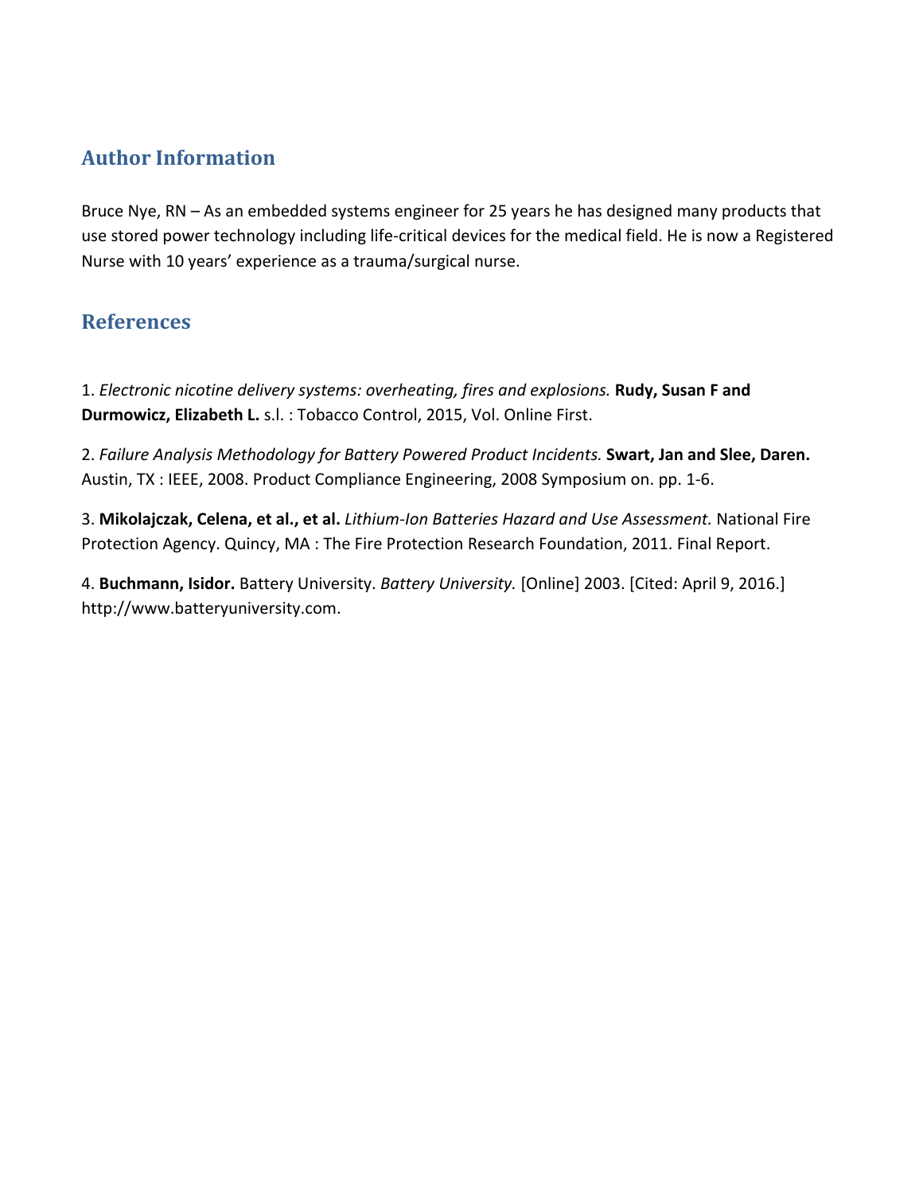## Author Information

Bruce Nye, RN – As an embedded systems engineer for 25 years he has designed many products that use stored power technology including life-critical devices for the medical field. He is now a Registered Nurse with 10 years' experience as a trauma/surgical nurse.

## References

1. *Electronic nicotine delivery systems: overheating, fires and explosions.* **Rudy, Susan F and Durmowicz, Elizabeth L.** s.l. : Tobacco Control, 2015, Vol. Online First.

2. *Failure Analysis Methodology for Battery Powered Product Incidents.* **Swart, Jan and Slee, Daren.** Austin, TX : IEEE, 2008. Product Compliance Engineering, 2008 Symposium on. pp. 1-6.

3. **Mikolajczak, Celena, et al., et al.** *Lithium-Ion Batteries Hazard and Use Assessment.* National Fire Protection Agency. Quincy, MA : The Fire Protection Research Foundation, 2011. Final Report.

4. **Buchmann, Isidor.** Battery University. *Battery University.* [Online] 2003. [Cited: April 9, 2016.] http://www.batteryuniversity.com.